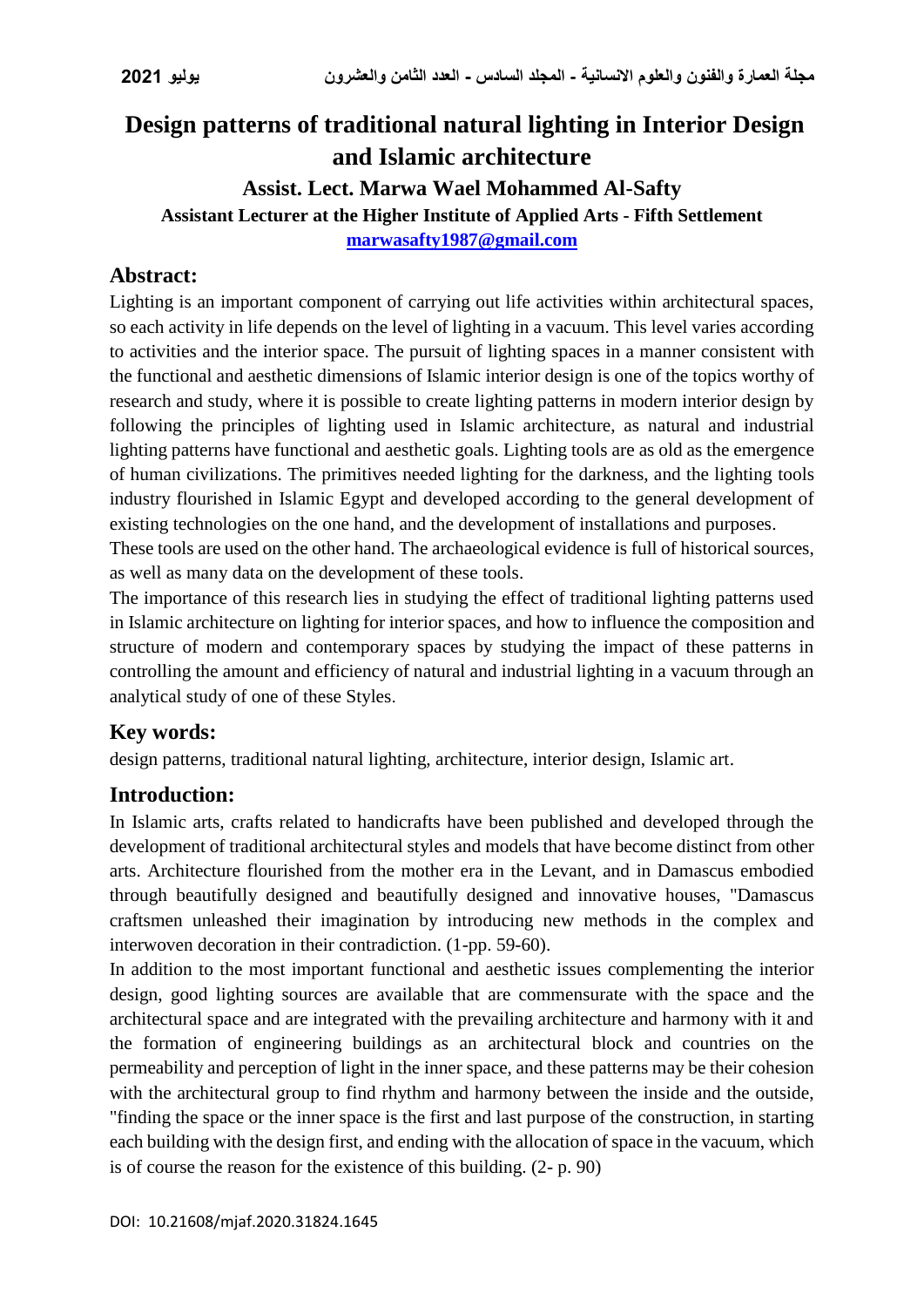# Design patterns of traditional natural lighting in Interior Design and Islamic architecture

**Assist. Lect. Marwa Wael Mohammed Al-Safty**

**Assistant Lecturer at the Higher Institute of Applied Arts - Fifth Settlement**

**marwasafty1987@gmail.com**

## Abstract:

Lighting is an important component of carrying out life activities within architectural spaces, so each activity in life depends on the level of lighting in a vacuum. This level varies according to activities and the interior space. The pursuit of lighting spaces in a manner consistent with the functional and aesthetic dimensions of Islamic interior design is one of the topics worthy of research and study, where it is possible to create lighting patterns in modern interior design by following the principles of lighting used in Islamic architecture, as natural and industrial lighting patterns have functional and aesthetic goals. Lighting tools are as old as the emergence of human civilizations. The primitives needed lighting for the darkness, and the lighting tools industry flourished in Islamic Egypt and developed according to the general development of existing technologies on the one hand, and the development of installations and purposes.

These tools are used on the other hand. The archaeological evidence is full of historical sources, as well as many data on the development of these tools.

The importance of this research lies in studying the effect of traditional lighting patterns used in Islamic architecture on lighting for interior spaces, and how to influence the composition and structure of modern and contemporary spaces by studying the impact of these patterns in controlling the amount and efficiency of natural and industrial lighting in a vacuum through an analytical study of one of these Styles.

## Key words:

design patterns, traditional natural lighting, architecture, interior design, Islamic art.

## Introduction:

In Islamic arts, crafts related to handicrafts have been published and developed through the development of traditional architectural styles and models that have become distinct from other arts. Architecture flourished from the mother era in the Levant, and in Damascus embodied through beautifully designed and beautifully designed and innovative houses, "Damascus craftsmen unleashed their imagination by introducing new methods in the complex and interwoven decoration in their contradiction. (1-pp. 59-60).

In addition to the most important functional and aesthetic issues complementing the interior design, good lighting sources are available that are commensurate with the space and the architectural space and are integrated with the prevailing architecture and harmony with it and the formation of engineering buildings as an architectural block and countries on the permeability and perception of light in the inner space, and these patterns may be their cohesion with the architectural group to find rhythm and harmony between the inside and the outside, "finding the space or the inner space is the first and last purpose of the construction, in starting each building with the design first, and ending with the allocation of space in the vacuum, which is of course the reason for the existence of this building. (2- p. 90)

DOI: 10.21608/mjaf.2020.31824.1645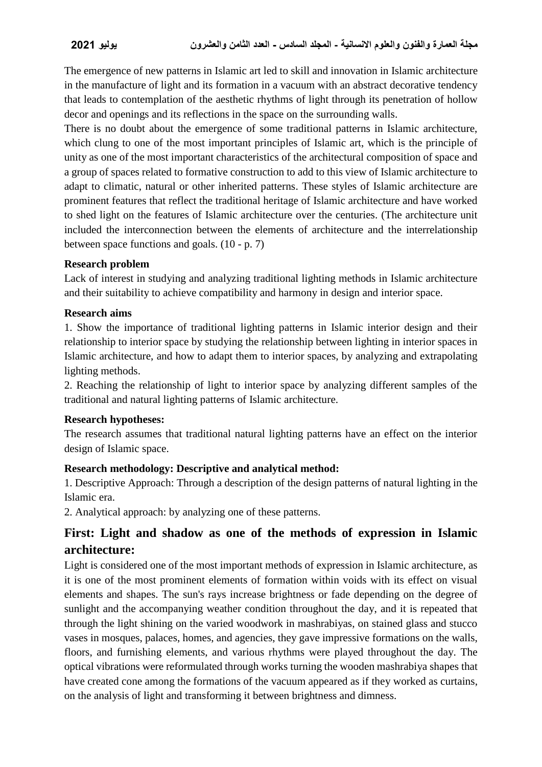The emergence of new patterns in Islamic art led to skill and innovation in Islamic architecture in the manufacture of light and its formation in a vacuum with an abstract decorative tendency that leads to contemplation of the aesthetic rhythms of light through its penetration of hollow decor and openings and its reflections in the space on the surrounding walls.

There is no doubt about the emergence of some traditional patterns in Islamic architecture, which clung to one of the most important principles of Islamic art, which is the principle of unity as one of the most important characteristics of the architectural composition of space and a group of spaces related to formative construction to add to this view of Islamic architecture to adapt to climatic, natural or other inherited patterns. These styles of Islamic architecture are prominent features that reflect the traditional heritage of Islamic architecture and have worked to shed light on the features of Islamic architecture over the centuries. (The architecture unit included the interconnection between the elements of architecture and the interrelationship between space functions and goals. (10 - p. 7)

**Research problem**

Lack of interest in studying and analyzing traditional lighting methods in Islamic architecture and their suitability to achieve compatibility and harmony in design and interior space.

**Research aims**

1. Show the importance of traditional lighting patterns in Islamic interior design and their relationship to interior space by studying the relationship between lighting in interior spaces in Islamic architecture, and how to adapt them to interior spaces, by analyzing and extrapolating lighting methods.
2. Reaching the relationship of light to interior space by analyzing different samples of the traditional and natural lighting patterns of Islamic architecture.

**Research hypotheses:**

The research assumes that traditional natural lighting patterns have an effect on the interior design of Islamic space.

**Research methodology: Descriptive and analytical method:**

1. Descriptive Approach: Through a description of the design patterns of natural lighting in the Islamic era.
2. Analytical approach: by analyzing one of these patterns.

## First: Light and shadow as one of the methods of expression in Islamic architecture:

Light is considered one of the most important methods of expression in Islamic architecture, as it is one of the most prominent elements of formation within voids with its effect on visual elements and shapes. The sun's rays increase brightness or fade depending on the degree of sunlight and the accompanying weather condition throughout the day, and it is repeated that through the light shining on the varied woodwork in mashrabiyas, on stained glass and stucco vases in mosques, palaces, homes, and agencies, they gave impressive formations on the walls, floors, and furnishing elements, and various rhythms were played throughout the day. The optical vibrations were reformulated through works turning the wooden mashrabiya shapes that have created cone among the formations of the vacuum appeared as if they worked as curtains, on the analysis of light and transforming it between brightness and dimness.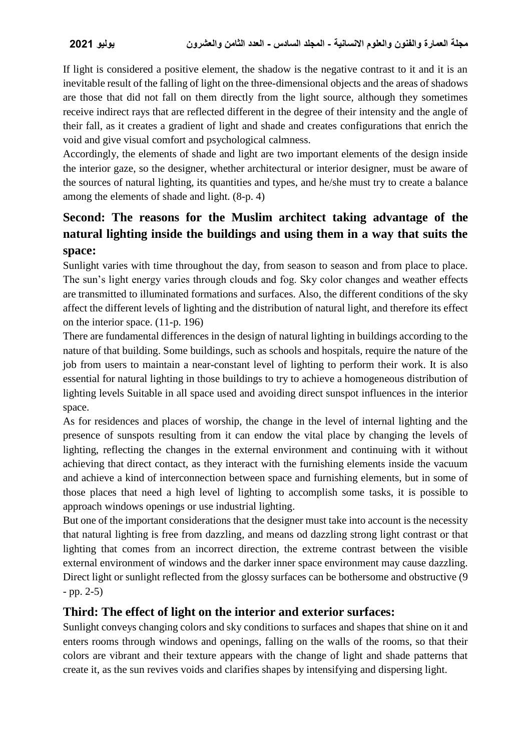If light is considered a positive element, the shadow is the negative contrast to it and it is an inevitable result of the falling of light on the three-dimensional objects and the areas of shadows are those that did not fall on them directly from the light source, although they sometimes receive indirect rays that are reflected different in the degree of their intensity and the angle of their fall, as it creates a gradient of light and shade and creates configurations that enrich the void and give visual comfort and psychological calmness.

Accordingly, the elements of shade and light are two important elements of the design inside the interior gaze, so the designer, whether architectural or interior designer, must be aware of the sources of natural lighting, its quantities and types, and he/she must try to create a balance among the elements of shade and light. (8-p. 4)

## Second: The reasons for the Muslim architect taking advantage of the natural lighting inside the buildings and using them in a way that suits the space:

Sunlight varies with time throughout the day, from season to season and from place to place. The sun's light energy varies through clouds and fog. Sky color changes and weather effects are transmitted to illuminated formations and surfaces. Also, the different conditions of the sky affect the different levels of lighting and the distribution of natural light, and therefore its effect on the interior space. (11-p. 196)

There are fundamental differences in the design of natural lighting in buildings according to the nature of that building. Some buildings, such as schools and hospitals, require the nature of the job from users to maintain a near-constant level of lighting to perform their work. It is also essential for natural lighting in those buildings to try to achieve a homogeneous distribution of lighting levels Suitable in all space used and avoiding direct sunspot influences in the interior space.

As for residences and places of worship, the change in the level of internal lighting and the presence of sunspots resulting from it can endow the vital place by changing the levels of lighting, reflecting the changes in the external environment and continuing with it without achieving that direct contact, as they interact with the furnishing elements inside the vacuum and achieve a kind of interconnection between space and furnishing elements, but in some of those places that need a high level of lighting to accomplish some tasks, it is possible to approach windows openings or use industrial lighting.

But one of the important considerations that the designer must take into account is the necessity that natural lighting is free from dazzling, and means od dazzling strong light contrast or that lighting that comes from an incorrect direction, the extreme contrast between the visible external environment of windows and the darker inner space environment may cause dazzling. Direct light or sunlight reflected from the glossy surfaces can be bothersome and obstructive (9 - pp. 2-5)

## Third: The effect of light on the interior and exterior surfaces:

Sunlight conveys changing colors and sky conditions to surfaces and shapes that shine on it and enters rooms through windows and openings, falling on the walls of the rooms, so that their colors are vibrant and their texture appears with the change of light and shade patterns that create it, as the sun revives voids and clarifies shapes by intensifying and dispersing light.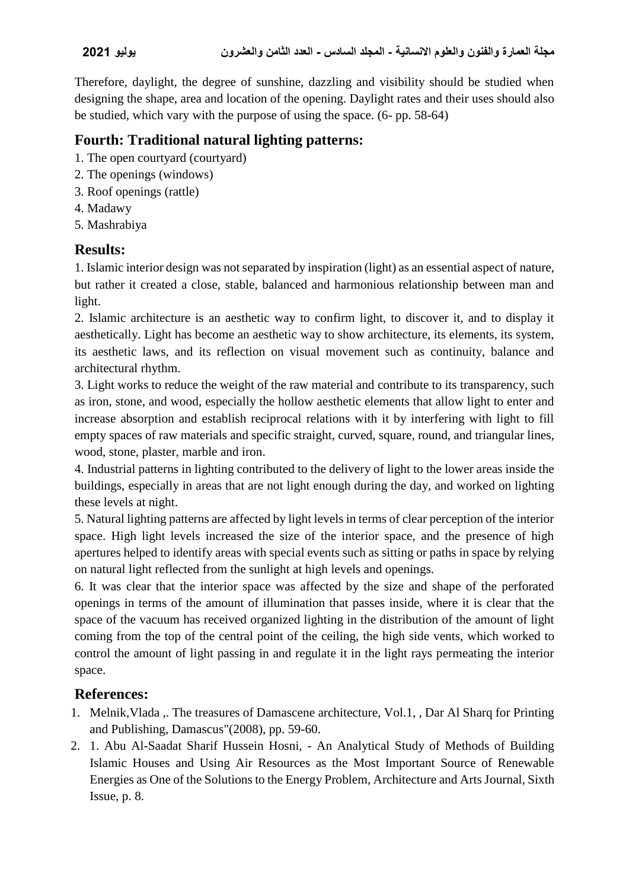Therefore, daylight, the degree of sunshine, dazzling and visibility should be studied when designing the shape, area and location of the opening. Daylight rates and their uses should also be studied, which vary with the purpose of using the space. (6- pp. 58-64)

## Fourth: Traditional natural lighting patterns:

1. The open courtyard (courtyard)
2. The openings (windows)
3. Roof openings (rattle)
4. Madawy
5. Mashrabiya

## Results:

1. Islamic interior design was not separated by inspiration (light) as an essential aspect of nature, but rather it created a close, stable, balanced and harmonious relationship between man and light.
2. Islamic architecture is an aesthetic way to confirm light, to discover it, and to display it aesthetically. Light has become an aesthetic way to show architecture, its elements, its system, its aesthetic laws, and its reflection on visual movement such as continuity, balance and architectural rhythm.
3. Light works to reduce the weight of the raw material and contribute to its transparency, such as iron, stone, and wood, especially the hollow aesthetic elements that allow light to enter and increase absorption and establish reciprocal relations with it by interfering with light to fill empty spaces of raw materials and specific straight, curved, square, round, and triangular lines, wood, stone, plaster, marble and iron.
4. Industrial patterns in lighting contributed to the delivery of light to the lower areas inside the buildings, especially in areas that are not light enough during the day, and worked on lighting these levels at night.
5. Natural lighting patterns are affected by light levels in terms of clear perception of the interior space. High light levels increased the size of the interior space, and the presence of high apertures helped to identify areas with special events such as sitting or paths in space by relying on natural light reflected from the sunlight at high levels and openings.
6. It was clear that the interior space was affected by the size and shape of the perforated openings in terms of the amount of illumination that passes inside, where it is clear that the space of the vacuum has received organized lighting in the distribution of the amount of light coming from the top of the central point of the ceiling, the high side vents, which worked to control the amount of light passing in and regulate it in the light rays permeating the interior space.

## References:

1. Melnik,Vlada ,. The treasures of Damascene architecture, Vol.1, , Dar Al Sharq for Printing and Publishing, Damascus"(2008), pp. 59-60.
2. 1. Abu Al-Saadat Sharif Hussein Hosni, - An Analytical Study of Methods of Building Islamic Houses and Using Air Resources as the Most Important Source of Renewable Energies as One of the Solutions to the Energy Problem, Architecture and Arts Journal, Sixth Issue, p. 8.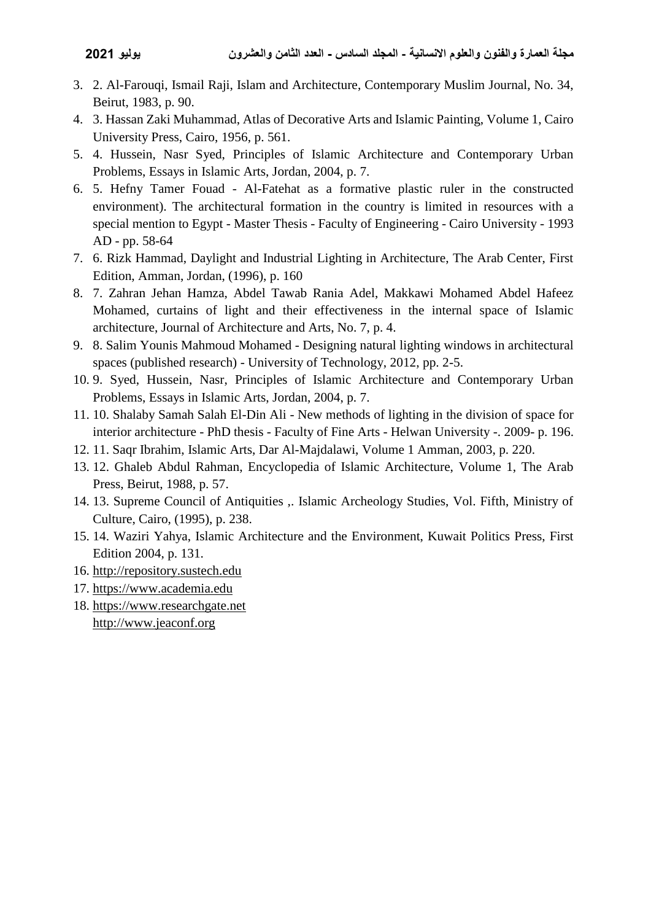3. 2. Al-Farouqi, Ismail Raji, Islam and Architecture, Contemporary Muslim Journal, No. 34, Beirut, 1983, p. 90.
4. 3. Hassan Zaki Muhammad, Atlas of Decorative Arts and Islamic Painting, Volume 1, Cairo University Press, Cairo, 1956, p. 561.
5. 4. Hussein, Nasr Syed, Principles of Islamic Architecture and Contemporary Urban Problems, Essays in Islamic Arts, Jordan, 2004, p. 7.
6. 5. Hefny Tamer Fouad - Al-Fatehat as a formative plastic ruler in the constructed environment). The architectural formation in the country is limited in resources with a special mention to Egypt - Master Thesis - Faculty of Engineering - Cairo University - 1993 AD - pp. 58-64
7. 6. Rizk Hammad, Daylight and Industrial Lighting in Architecture, The Arab Center, First Edition, Amman, Jordan, (1996), p. 160
8. 7. Zahran Jehan Hamza, Abdel Tawab Rania Adel, Makkawi Mohamed Abdel Hafeez Mohamed, curtains of light and their effectiveness in the internal space of Islamic architecture, Journal of Architecture and Arts, No. 7, p. 4.
9. 8. Salim Younis Mahmoud Mohamed - Designing natural lighting windows in architectural spaces (published research) - University of Technology, 2012, pp. 2-5.
10. 9. Syed, Hussein, Nasr, Principles of Islamic Architecture and Contemporary Urban Problems, Essays in Islamic Arts, Jordan, 2004, p. 7.
11. 10. Shalaby Samah Salah El-Din Ali - New methods of lighting in the division of space for interior architecture - PhD thesis - Faculty of Fine Arts - Helwan University -. 2009- p. 196.
12. 11. Saqr Ibrahim, Islamic Arts, Dar Al-Majdalawi, Volume 1 Amman, 2003, p. 220.
13. 12. Ghaleb Abdul Rahman, Encyclopedia of Islamic Architecture, Volume 1, The Arab Press, Beirut, 1988, p. 57.
14. 13. Supreme Council of Antiquities ,. Islamic Archeology Studies, Vol. Fifth, Ministry of Culture, Cairo, (1995), p. 238.
15. 14. Waziri Yahya, Islamic Architecture and the Environment, Kuwait Politics Press, First Edition 2004, p. 131.
16. http://repository.sustech.edu
17. https://www.academia.edu
18. https://www.researchgate.net
    http://www.jeaconf.org